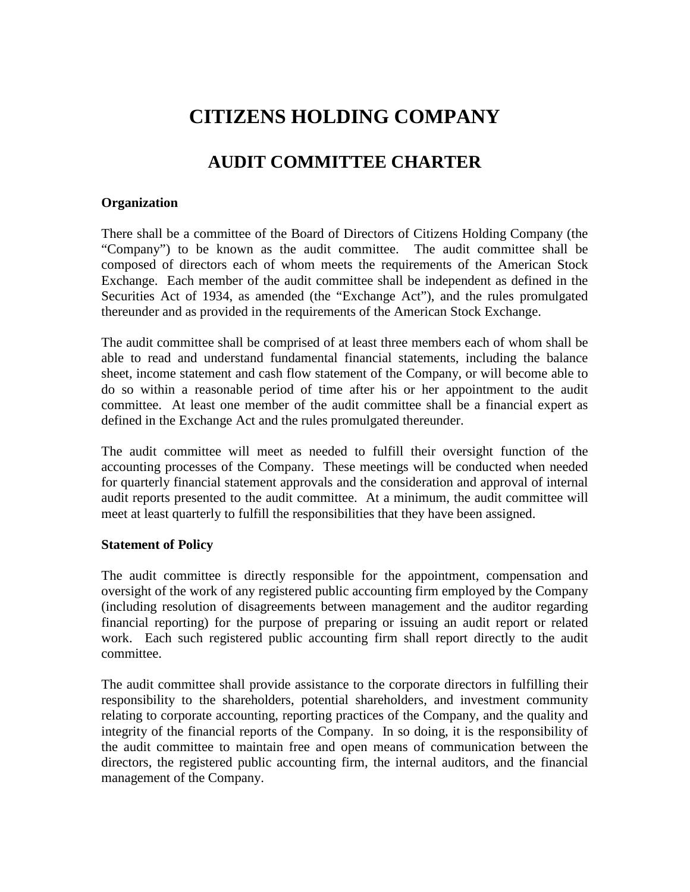# CITIZENS HOLDING COMPANY

## AUDIT COMMITTEE CHARTER

**Organization**

There shall be a committee of the Board of Directors of Citizens Holding Company (the "Company") to be known as the audit committee. The audit committee shall be composed of directors each of whom meets the requirements of the American Stock Exchange. Each member of the audit committee shall be independent as defined in the Securities Act of 1934, as amended (the "Exchange Act"), and the rules promulgated thereunder and as provided in the requirements of the American Stock Exchange.

The audit committee shall be comprised of at least three members each of whom shall be able to read and understand fundamental financial statements, including the balance sheet, income statement and cash flow statement of the Company, or will become able to do so within a reasonable period of time after his or her appointment to the audit committee. At least one member of the audit committee shall be a financial expert as defined in the Exchange Act and the rules promulgated thereunder.

The audit committee will meet as needed to fulfill their oversight function of the accounting processes of the Company. These meetings will be conducted when needed for quarterly financial statement approvals and the consideration and approval of internal audit reports presented to the audit committee. At a minimum, the audit committee will meet at least quarterly to fulfill the responsibilities that they have been assigned.

**Statement of Policy**

The audit committee is directly responsible for the appointment, compensation and oversight of the work of any registered public accounting firm employed by the Company (including resolution of disagreements between management and the auditor regarding financial reporting) for the purpose of preparing or issuing an audit report or related work. Each such registered public accounting firm shall report directly to the audit committee.

The audit committee shall provide assistance to the corporate directors in fulfilling their responsibility to the shareholders, potential shareholders, and investment community relating to corporate accounting, reporting practices of the Company, and the quality and integrity of the financial reports of the Company. In so doing, it is the responsibility of the audit committee to maintain free and open means of communication between the directors, the registered public accounting firm, the internal auditors, and the financial management of the Company.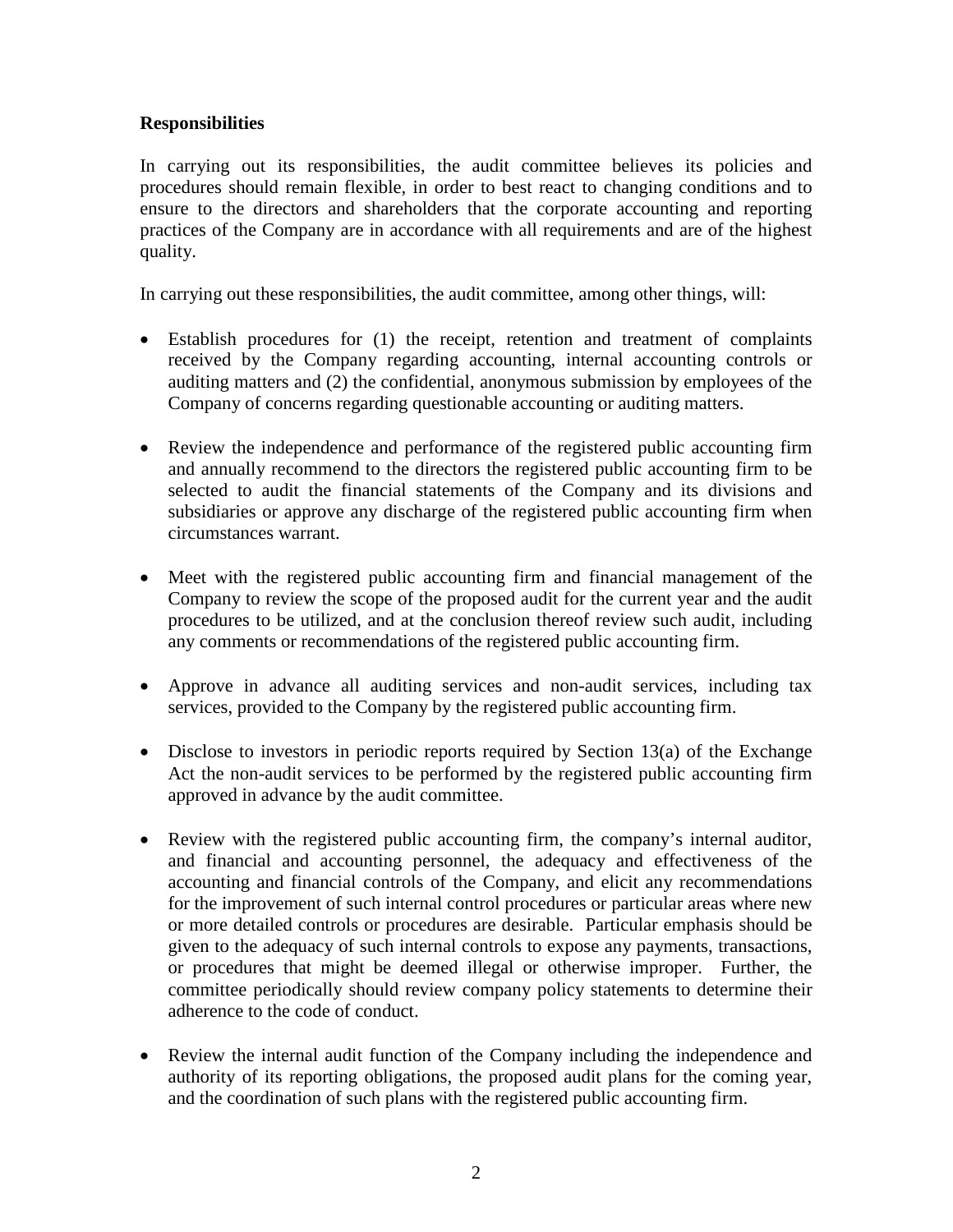**Responsibilities**

In carrying out its responsibilities, the audit committee believes its policies and procedures should remain flexible, in order to best react to changing conditions and to ensure to the directors and shareholders that the corporate accounting and reporting practices of the Company are in accordance with all requirements and are of the highest quality.

In carrying out these responsibilities, the audit committee, among other things, will:

- Establish procedures for (1) the receipt, retention and treatment of complaints received by the Company regarding accounting, internal accounting controls or auditing matters and (2) the confidential, anonymous submission by employees of the Company of concerns regarding questionable accounting or auditing matters.

- Review the independence and performance of the registered public accounting firm and annually recommend to the directors the registered public accounting firm to be selected to audit the financial statements of the Company and its divisions and subsidiaries or approve any discharge of the registered public accounting firm when circumstances warrant.

- Meet with the registered public accounting firm and financial management of the Company to review the scope of the proposed audit for the current year and the audit procedures to be utilized, and at the conclusion thereof review such audit, including any comments or recommendations of the registered public accounting firm.

- Approve in advance all auditing services and non-audit services, including tax services, provided to the Company by the registered public accounting firm.

- Disclose to investors in periodic reports required by Section 13(a) of the Exchange Act the non-audit services to be performed by the registered public accounting firm approved in advance by the audit committee.

- Review with the registered public accounting firm, the company's internal auditor, and financial and accounting personnel, the adequacy and effectiveness of the accounting and financial controls of the Company, and elicit any recommendations for the improvement of such internal control procedures or particular areas where new or more detailed controls or procedures are desirable. Particular emphasis should be given to the adequacy of such internal controls to expose any payments, transactions, or procedures that might be deemed illegal or otherwise improper. Further, the committee periodically should review company policy statements to determine their adherence to the code of conduct.

- Review the internal audit function of the Company including the independence and authority of its reporting obligations, the proposed audit plans for the coming year, and the coordination of such plans with the registered public accounting firm.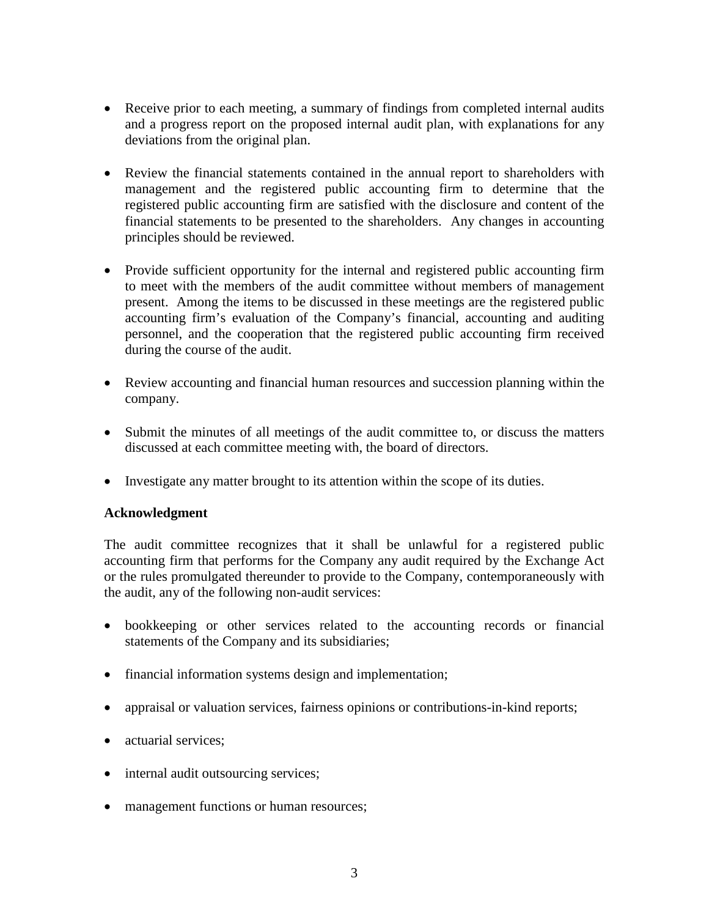- Receive prior to each meeting, a summary of findings from completed internal audits and a progress report on the proposed internal audit plan, with explanations for any deviations from the original plan.

- Review the financial statements contained in the annual report to shareholders with management and the registered public accounting firm to determine that the registered public accounting firm are satisfied with the disclosure and content of the financial statements to be presented to the shareholders. Any changes in accounting principles should be reviewed.

- Provide sufficient opportunity for the internal and registered public accounting firm to meet with the members of the audit committee without members of management present. Among the items to be discussed in these meetings are the registered public accounting firm's evaluation of the Company's financial, accounting and auditing personnel, and the cooperation that the registered public accounting firm received during the course of the audit.

- Review accounting and financial human resources and succession planning within the company.

- Submit the minutes of all meetings of the audit committee to, or discuss the matters discussed at each committee meeting with, the board of directors.

- Investigate any matter brought to its attention within the scope of its duties.

**Acknowledgment**

The audit committee recognizes that it shall be unlawful for a registered public accounting firm that performs for the Company any audit required by the Exchange Act or the rules promulgated thereunder to provide to the Company, contemporaneously with the audit, any of the following non-audit services:

- bookkeeping or other services related to the accounting records or financial statements of the Company and its subsidiaries;

- financial information systems design and implementation;

- appraisal or valuation services, fairness opinions or contributions-in-kind reports;

- actuarial services;

- internal audit outsourcing services;

- management functions or human resources;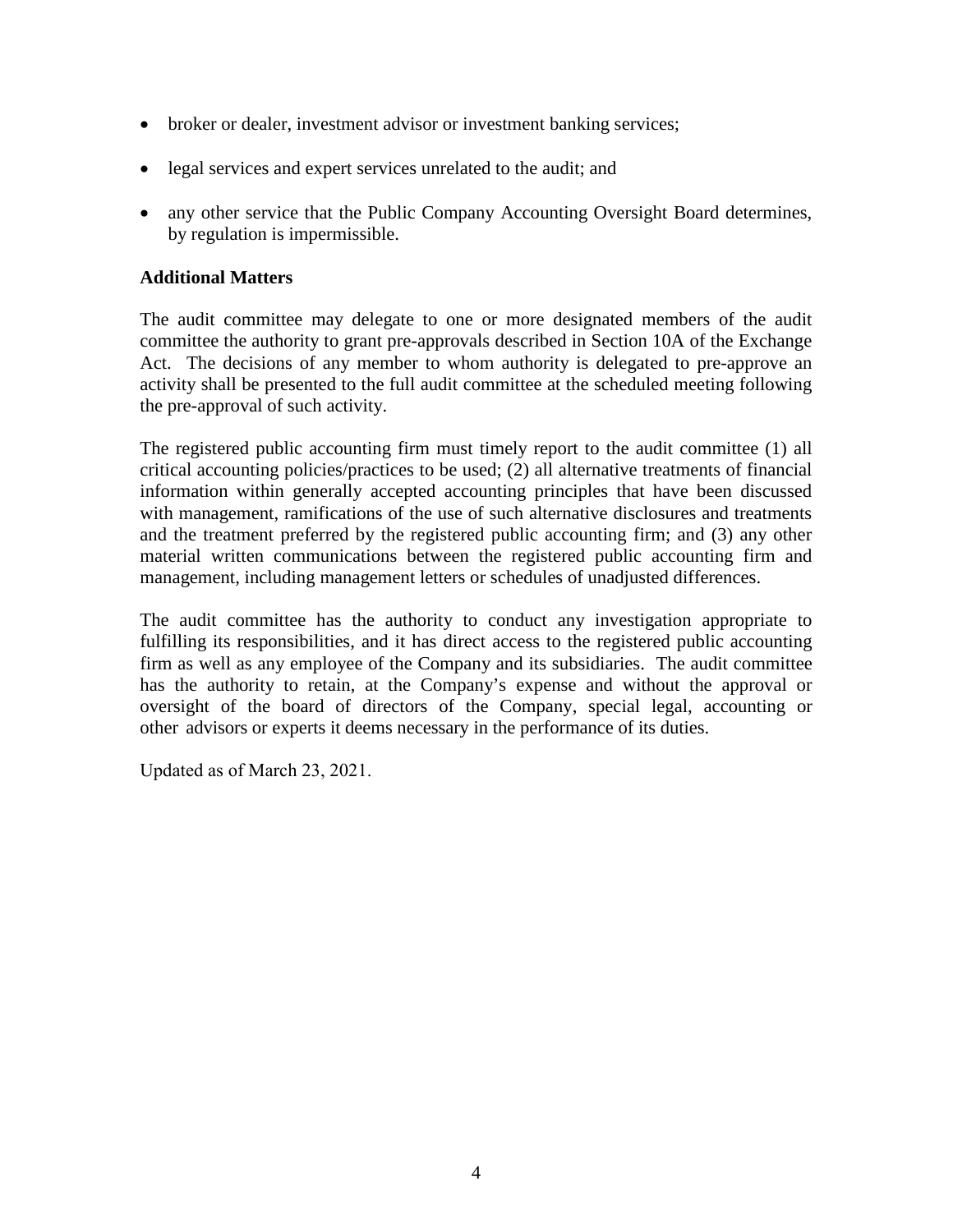- broker or dealer, investment advisor or investment banking services;
- legal services and expert services unrelated to the audit; and
- any other service that the Public Company Accounting Oversight Board determines, by regulation is impermissible.

**Additional Matters**

The audit committee may delegate to one or more designated members of the audit committee the authority to grant pre-approvals described in Section 10A of the Exchange Act. The decisions of any member to whom authority is delegated to pre-approve an activity shall be presented to the full audit committee at the scheduled meeting following the pre-approval of such activity.

The registered public accounting firm must timely report to the audit committee (1) all critical accounting policies/practices to be used; (2) all alternative treatments of financial information within generally accepted accounting principles that have been discussed with management, ramifications of the use of such alternative disclosures and treatments and the treatment preferred by the registered public accounting firm; and (3) any other material written communications between the registered public accounting firm and management, including management letters or schedules of unadjusted differences.

The audit committee has the authority to conduct any investigation appropriate to fulfilling its responsibilities, and it has direct access to the registered public accounting firm as well as any employee of the Company and its subsidiaries. The audit committee has the authority to retain, at the Company's expense and without the approval or oversight of the board of directors of the Company, special legal, accounting or other advisors or experts it deems necessary in the performance of its duties.

Updated as of March 23, 2021.